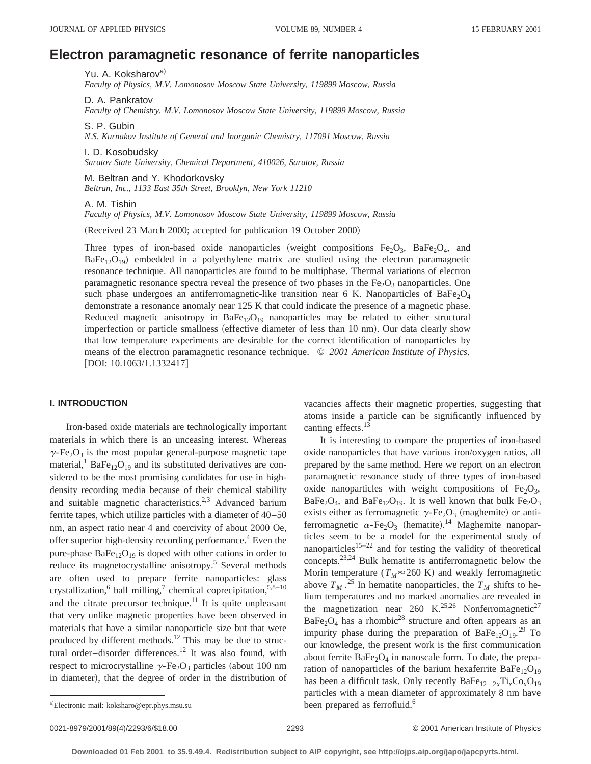# Electron paramagnetic resonance of ferrite nanoparticles

Yu. A. Koksharov[a)]
*Faculty of Physics, M.V. Lomonosov Moscow State University, 119899 Moscow, Russia*

D. A. Pankratov
*Faculty of Chemistry. M.V. Lomonosov Moscow State University, 119899 Moscow, Russia*

S. P. Gubin
*N.S. Kurnakov Institute of General and Inorganic Chemistry, 117091 Moscow, Russia*

I. D. Kosobudsky
*Saratov State University, Chemical Department, 410026, Saratov, Russia*

M. Beltran and Y. Khodorkovsky
*Beltran, Inc., 1133 East 35th Street, Brooklyn, New York 11210*

A. M. Tishin
*Faculty of Physics, M.V. Lomonosov Moscow State University, 119899 Moscow, Russia*

(Received 23 March 2000; accepted for publication 19 October 2000)

Three types of iron-based oxide nanoparticles (weight compositions $Fe_2O_3$, $BaFe_2O_4$, and $BaFe_{12}O_{19}$) embedded in a polyethylene matrix are studied using the electron paramagnetic resonance technique. All nanoparticles are found to be multiphase. Thermal variations of electron paramagnetic resonance spectra reveal the presence of two phases in the $Fe_2O_3$ nanoparticles. One such phase undergoes an antiferromagnetic-like transition near 6 K. Nanoparticles of $BaFe_2O_4$ demonstrate a resonance anomaly near 125 K that could indicate the presence of a magnetic phase. Reduced magnetic anisotropy in $BaFe_{12}O_{19}$ nanoparticles may be related to either structural imperfection or particle smallness (effective diameter of less than 10 nm). Our data clearly show that low temperature experiments are desirable for the correct identification of nanoparticles by means of the electron paramagnetic resonance technique. © *2001 American Institute of Physics.* [DOI: 10.1063/1.1332417]

## I. INTRODUCTION

Iron-based oxide materials are technologically important materials in which there is an unceasing interest. Whereas $\gamma$-$Fe_2O_3$ is the most popular general-purpose magnetic tape material,[1] $BaFe_{12}O_{19}$ and its substituted derivatives are considered to be the most promising candidates for use in high-density recording media because of their chemical stability and suitable magnetic characteristics.[2,3] Advanced barium ferrite tapes, which utilize particles with a diameter of 40–50 nm, an aspect ratio near 4 and coercivity of about 2000 Oe, offer superior high-density recording performance.[4] Even the pure-phase $BaFe_{12}O_{19}$ is doped with other cations in order to reduce its magnetocrystalline anisotropy.[5] Several methods are often used to prepare ferrite nanoparticles: glass crystallization,[6] ball milling,[7] chemical coprecipitation,[5,8–10] and the citrate precursor technique.[11] It is quite unpleasant that very unlike magnetic properties have been observed in materials that have a similar nanoparticle size but that were produced by different methods.[12] This may be due to structural order–disorder differences.[12] It was also found, with respect to microcrystalline $\gamma$-$Fe_2O_3$ particles (about 100 nm in diameter), that the degree of order in the distribution of vacancies affects their magnetic properties, suggesting that atoms inside a particle can be significantly influenced by canting effects.[13]

It is interesting to compare the properties of iron-based oxide nanoparticles that have various iron/oxygen ratios, all prepared by the same method. Here we report on an electron paramagnetic resonance study of three types of iron-based oxide nanoparticles with weight compositions of $Fe_2O_3$, $BaFe_2O_4$, and $BaFe_{12}O_{19}$. It is well known that bulk $Fe_2O_3$ exists either as ferromagnetic $\gamma$-$Fe_2O_3$ (maghemite) or antiferromagnetic $\alpha$-$Fe_2O_3$ (hematite).[14] Maghemite nanoparticles seem to be a model for the experimental study of nanoparticles[15–22] and for testing the validity of theoretical concepts.[23,24] Bulk hematite is antiferromagnetic below the Morin temperature ($T_M \approx 260$ K) and weakly ferromagnetic above $T_M$.[25] In hematite nanoparticles, the $T_M$ shifts to helium temperatures and no marked anomalies are revealed in the magnetization near 260 K.[25,26] Nonferromagnetic[27] $BaFe_2O_4$ has a rhombic[28] structure and often appears as an impurity phase during the preparation of $BaFe_{12}O_{19}$.[29] To our knowledge, the present work is the first communication about ferrite $BaFe_2O_4$ in nanoscale form. To date, the preparation of nanoparticles of the barium hexaferrite $BaFe_{12}O_{19}$ has been a difficult task. Only recently $BaFe_{12-2x}Ti_xCo_xO_{19}$ particles with a mean diameter of approximately 8 nm have been prepared as ferrofluid.[6]

[a)]Electronic mail: koksharo@epr.phys.msu.su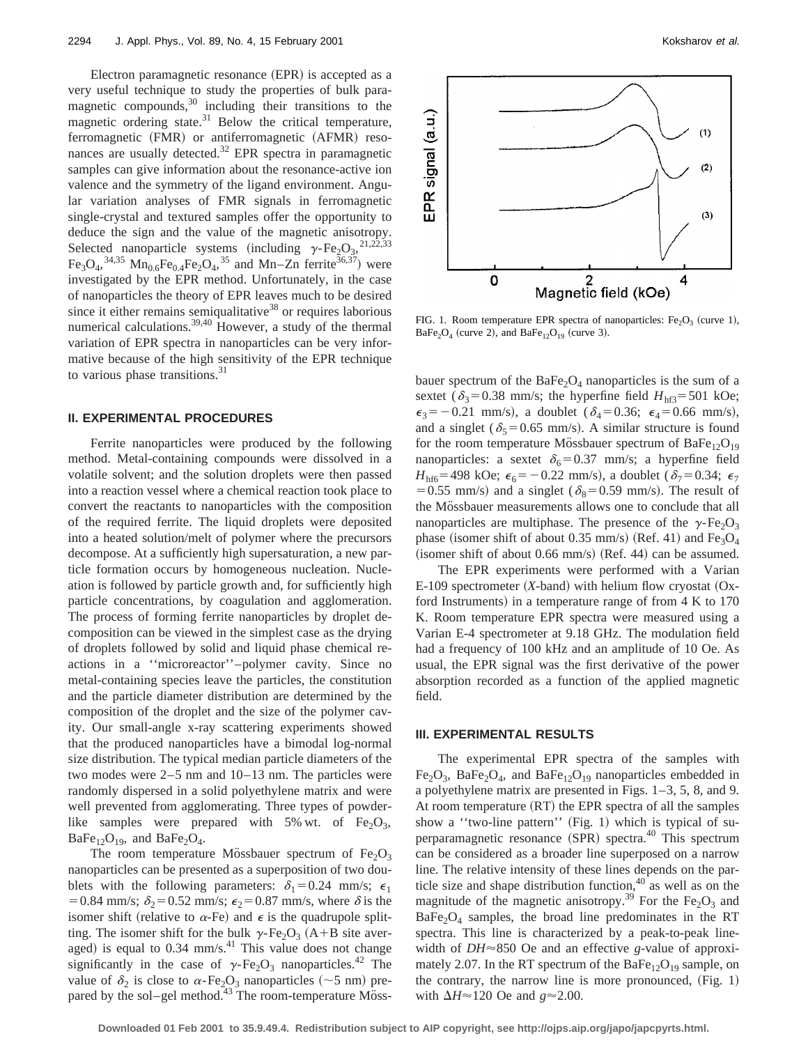Electron paramagnetic resonance (EPR) is accepted as a very useful technique to study the properties of bulk paramagnetic compounds,[30] including their transitions to the magnetic ordering state.[31] Below the critical temperature, ferromagnetic (FMR) or antiferromagnetic (AFMR) resonances are usually detected.[32] EPR spectra in paramagnetic samples can give information about the resonance-active ion valence and the symmetry of the ligand environment. Angular variation analyses of FMR signals in ferromagnetic single-crystal and textured samples offer the opportunity to deduce the sign and the value of the magnetic anisotropy. Selected nanoparticle systems (including $\gamma$-$Fe_2O_3$,[21,22,33] $Fe_3O_4$,[34,35] $Mn_{0.6}Fe_{0.4}Fe_2O_4$,[35] and Mn–Zn ferrite[36,37]) were investigated by the EPR method. Unfortunately, in the case of nanoparticles the theory of EPR leaves much to be desired since it either remains semiqualitative[38] or requires laborious numerical calculations.[39,40] However, a study of the thermal variation of EPR spectra in nanoparticles can be very informative because of the high sensitivity of the EPR technique to various phase transitions.[31]

## II. EXPERIMENTAL PROCEDURES

Ferrite nanoparticles were produced by the following method. Metal-containing compounds were dissolved in a volatile solvent; and the solution droplets were then passed into a reaction vessel where a chemical reaction took place to convert the reactants to nanoparticles with the composition of the required ferrite. The liquid droplets were deposited into a heated solution/melt of polymer where the precursors decompose. At a sufficiently high supersaturation, a new particle formation occurs by homogeneous nucleation. Nucleation is followed by particle growth and, for sufficiently high particle concentrations, by coagulation and agglomeration. The process of forming ferrite nanoparticles by droplet decomposition can be viewed in the simplest case as the drying of droplets followed by solid and liquid phase chemical reactions in a ''microreactor''–polymer cavity. Since no metal-containing species leave the particles, the constitution and the particle diameter distribution are determined by the composition of the droplet and the size of the polymer cavity. Our small-angle x-ray scattering experiments showed that the produced nanoparticles have a bimodal log-normal size distribution. The typical median particle diameters of the two modes were 2–5 nm and 10–13 nm. The particles were randomly dispersed in a solid polyethylene matrix and were well prevented from agglomerating. Three types of powder-like samples were prepared with 5% wt. of $Fe_2O_3$, $BaFe_{12}O_{19}$, and $BaFe_2O_4$.

The room temperature Mössbauer spectrum of $Fe_2O_3$ nanoparticles can be presented as a superposition of two doublets with the following parameters: $\delta_1 = 0.24$ mm/s; $\epsilon_1 = 0.84$ mm/s; $\delta_2 = 0.52$ mm/s; $\epsilon_2 = 0.87$ mm/s, where $\delta$ is the isomer shift (relative to $\alpha$-Fe) and $\epsilon$ is the quadrupole splitting. The isomer shift for the bulk $\gamma$-$Fe_2O_3$ (A+B site averaged) is equal to 0.34 mm/s.[41] This value does not change significantly in the case of $\gamma$-$Fe_2O_3$ nanoparticles.[42] The value of $\delta_2$ is close to $\alpha$-$Fe_2O_3$ nanoparticles (~5 nm) prepared by the sol–gel method.[43] The room-temperature Mössbauer spectrum of the $BaFe_2O_4$ nanoparticles is the sum of a sextet ($\delta_3 = 0.38$ mm/s; the hyperfine field $H_{hf3} = 501$ kOe; $\epsilon_3 = -0.21$ mm/s), a doublet ($\delta_4 = 0.36$; $\epsilon_4 = 0.66$ mm/s), and a singlet ($\delta_5 = 0.65$ mm/s). A similar structure is found for the room temperature Mössbauer spectrum of $BaFe_{12}O_{19}$ nanoparticles: a sextet $\delta_6 = 0.37$ mm/s; a hyperfine field $H_{hf6} = 498$ kOe; $\epsilon_6 = -0.22$ mm/s), a doublet ($\delta_7 = 0.34$; $\epsilon_7 = 0.55$ mm/s) and a singlet ($\delta_8 = 0.59$ mm/s). The result of the Mössbauer measurements allows one to conclude that all nanoparticles are multiphase. The presence of the $\gamma$-$Fe_2O_3$ phase (isomer shift of about 0.35 mm/s) (Ref. 41) and $Fe_3O_4$ (isomer shift of about 0.66 mm/s) (Ref. 44) can be assumed.

FIG. 1. Room temperature EPR spectra of nanoparticles: $Fe_2O_3$ (curve 1), $BaFe_2O_4$ (curve 2), and $BaFe_{12}O_{19}$ (curve 3).

The EPR experiments were performed with a Varian E-109 spectrometer (*X*-band) with helium flow cryostat (Oxford Instruments) in a temperature range of from 4 K to 170 K. Room temperature EPR spectra were measured using a Varian E-4 spectrometer at 9.18 GHz. The modulation field had a frequency of 100 kHz and an amplitude of 10 Oe. As usual, the EPR signal was the first derivative of the power absorption recorded as a function of the applied magnetic field.

## III. EXPERIMENTAL RESULTS

The experimental EPR spectra of the samples with $Fe_2O_3$, $BaFe_2O_4$, and $BaFe_{12}O_{19}$ nanoparticles embedded in a polyethylene matrix are presented in Figs. 1–3, 5, 8, and 9. At room temperature (RT) the EPR spectra of all the samples show a ''two-line pattern'' (Fig. 1) which is typical of superparamagnetic resonance (SPR) spectra.[40] This spectrum can be considered as a broader line superposed on a narrow line. The relative intensity of these lines depends on the particle size and shape distribution function,[40] as well as on the magnitude of the magnetic anisotropy.[39] For the $Fe_2O_3$ and $BaFe_2O_4$ samples, the broad line predominates in the RT spectra. This line is characterized by a peak-to-peak linewidth of $DH \approx 850$ Oe and an effective *g*-value of approximately 2.07. In the RT spectrum of the $BaFe_{12}O_{19}$ sample, on the contrary, the narrow line is more pronounced, (Fig. 1) with $\Delta H \approx 120$ Oe and $g \approx 2.00$.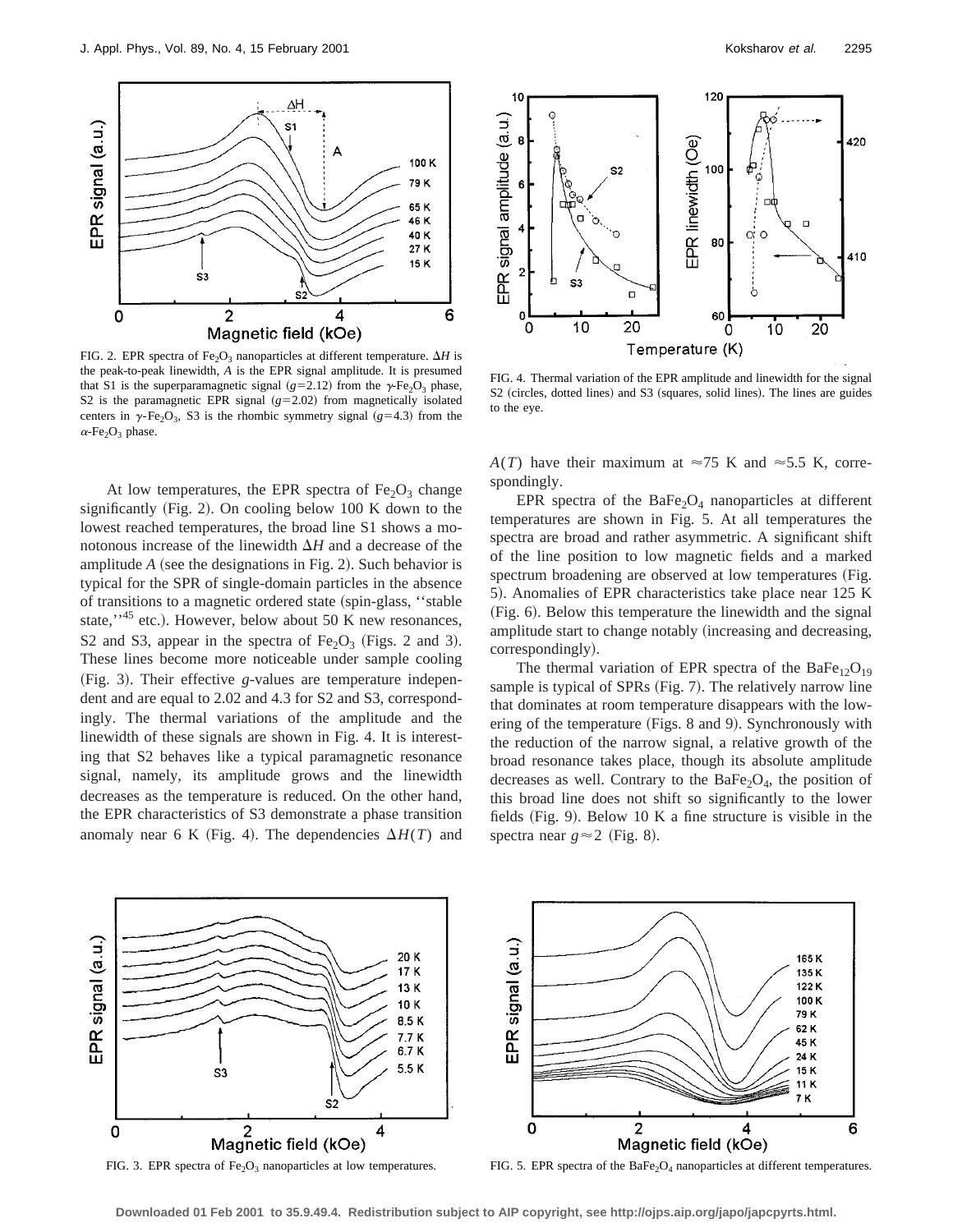FIG. 2. EPR spectra of $Fe_2O_3$ nanoparticles at different temperature. $\Delta H$ is the peak-to-peak linewidth, $A$ is the EPR signal amplitude. It is presumed that S1 is the superparamagnetic signal ($g$=2.12) from the $\gamma$-$Fe_2O_3$ phase, S2 is the paramagnetic EPR signal ($g$=2.02) from magnetically isolated centers in $\gamma$-$Fe_2O_3$, S3 is the rhombic symmetry signal ($g$=4.3) from the $\alpha$-$Fe_2O_3$ phase.

FIG. 4. Thermal variation of the EPR amplitude and linewidth for the signal S2 (circles, dotted lines) and S3 (squares, solid lines). The lines are guides to the eye.

At low temperatures, the EPR spectra of $Fe_2O_3$ change significantly (Fig. 2). On cooling below 100 K down to the lowest reached temperatures, the broad line S1 shows a monotonous increase of the linewidth $\Delta H$ and a decrease of the amplitude $A$ (see the designations in Fig. 2). Such behavior is typical for the SPR of single-domain particles in the absence of transitions to a magnetic ordered state (spin-glass, ''stable state,''[45] etc.). However, below about 50 K new resonances, S2 and S3, appear in the spectra of $Fe_2O_3$ (Figs. 2 and 3). These lines become more noticeable under sample cooling (Fig. 3). Their effective $g$-values are temperature independent and are equal to 2.02 and 4.3 for S2 and S3, correspondingly. The thermal variations of the amplitude and the linewidth of these signals are shown in Fig. 4. It is interesting that S2 behaves like a typical paramagnetic resonance signal, namely, its amplitude grows and the linewidth decreases as the temperature is reduced. On the other hand, the EPR characteristics of S3 demonstrate a phase transition anomaly near 6 K (Fig. 4). The dependencies $\Delta H(T)$ and $A(T)$ have their maximum at $\approx$75 K and $\approx$5.5 K, correspondingly.

EPR spectra of the $BaFe_2O_4$ nanoparticles at different temperatures are shown in Fig. 5. At all temperatures the spectra are broad and rather asymmetric. A significant shift of the line position to low magnetic fields and a marked spectrum broadening are observed at low temperatures (Fig. 5). Anomalies of EPR characteristics take place near 125 K (Fig. 6). Below this temperature the linewidth and the signal amplitude start to change notably (increasing and decreasing, correspondingly).

The thermal variation of EPR spectra of the $BaFe_{12}O_{19}$ sample is typical of SPRs (Fig. 7). The relatively narrow line that dominates at room temperature disappears with the lowering of the temperature (Figs. 8 and 9). Synchronously with the reduction of the narrow signal, a relative growth of the broad resonance takes place, though its absolute amplitude decreases as well. Contrary to the $BaFe_2O_4$, the position of this broad line does not shift so significantly to the lower fields (Fig. 9). Below 10 K a fine structure is visible in the spectra near $g\approx2$ (Fig. 8).

FIG. 3. EPR spectra of $Fe_2O_3$ nanoparticles at low temperatures.

FIG. 5. EPR spectra of the $BaFe_2O_4$ nanoparticles at different temperatures.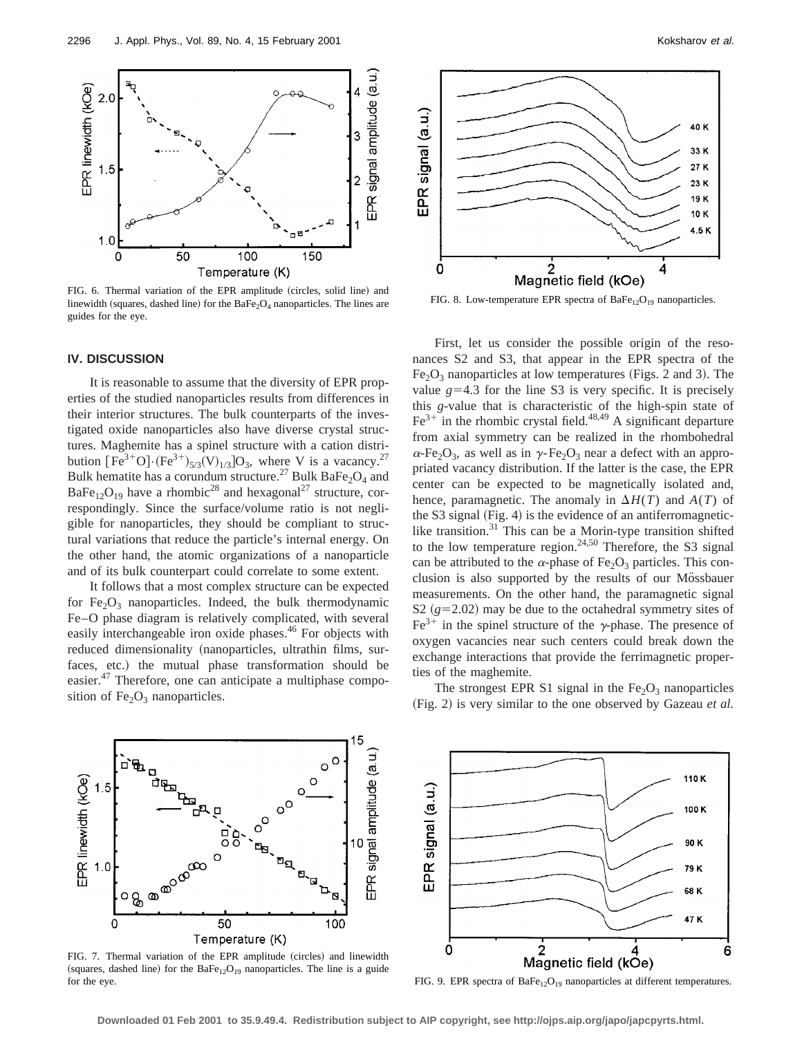FIG. 6. Thermal variation of the EPR amplitude (circles, solid line) and linewidth (squares, dashed line) for the $BaFe_2O_4$ nanoparticles. The lines are guides for the eye.

FIG. 8. Low-temperature EPR spectra of $BaFe_{12}O_{19}$ nanoparticles.

## IV. DISCUSSION

It is reasonable to assume that the diversity of EPR properties of the studied nanoparticles results from differences in their interior structures. The bulk counterparts of the investigated oxide nanoparticles also have diverse crystal structures. Maghemite has a spinel structure with a cation distribution $[Fe^{3+}O]\cdot(Fe^{3+})_{5/3}(V)_{1/3}]O_3$, where V is a vacancy.[27] Bulk hematite has a corundum structure.[27] Bulk $BaFe_2O_4$ and $BaFe_{12}O_{19}$ have a rhombic[28] and hexagonal[27] structure, correspondingly. Since the surface/volume ratio is not negligible for nanoparticles, they should be compliant to structural variations that reduce the particle's internal energy. On the other hand, the atomic organizations of a nanoparticle and of its bulk counterpart could correlate to some extent.

It follows that a most complex structure can be expected for $Fe_2O_3$ nanoparticles. Indeed, the bulk thermodynamic Fe–O phase diagram is relatively complicated, with several easily interchangeable iron oxide phases.[46] For objects with reduced dimensionality (nanoparticles, ultrathin films, surfaces, etc.) the mutual phase transformation should be easier.[47] Therefore, one can anticipate a multiphase composition of $Fe_2O_3$ nanoparticles.

First, let us consider the possible origin of the resonances S2 and S3, that appear in the EPR spectra of the $Fe_2O_3$ nanoparticles at low temperatures (Figs. 2 and 3). The value $g=4.3$ for the line S3 is very specific. It is precisely this $g$-value that is characteristic of the high-spin state of $Fe^{3+}$ in the rhombic crystal field.[48,49] A significant departure from axial symmetry can be realized in the rhombohedral $\alpha$-$Fe_2O_3$, as well as in $\gamma$-$Fe_2O_3$ near a defect with an appropriated vacancy distribution. If the latter is the case, the EPR center can be expected to be magnetically isolated and, hence, paramagnetic. The anomaly in $\Delta H(T)$ and $A(T)$ of the S3 signal (Fig. 4) is the evidence of an antiferromagnetic-like transition.[31] This can be a Morin-type transition shifted to the low temperature region.[24,50] Therefore, the S3 signal can be attributed to the $\alpha$-phase of $Fe_2O_3$ particles. This conclusion is also supported by the results of our Mössbauer measurements. On the other hand, the paramagnetic signal S2 ($g=2.02$) may be due to the octahedral symmetry sites of $Fe^{3+}$ in the spinel structure of the $\gamma$-phase. The presence of oxygen vacancies near such centers could break down the exchange interactions that provide the ferrimagnetic properties of the maghemite.

The strongest EPR S1 signal in the $Fe_2O_3$ nanoparticles (Fig. 2) is very similar to the one observed by Gazeau *et al.*

FIG. 7. Thermal variation of the EPR amplitude (circles) and linewidth (squares, dashed line) for the $BaFe_{12}O_{19}$ nanoparticles. The line is a guide for the eye.

FIG. 9. EPR spectra of $BaFe_{12}O_{19}$ nanoparticles at different temperatures.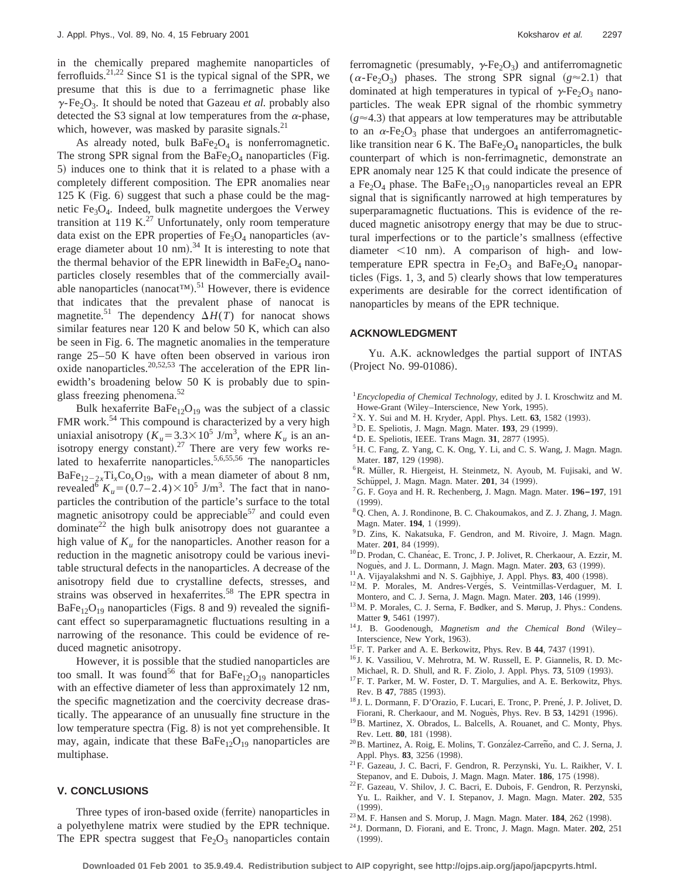in the chemically prepared maghemite nanoparticles of ferrofluids.[21,22] Since S1 is the typical signal of the SPR, we presume that this is due to a ferrimagnetic phase like $\gamma$-$Fe_2O_3$. It should be noted that Gazeau *et al.* probably also detected the S3 signal at low temperatures from the $\alpha$-phase, which, however, was masked by parasite signals.[21]

As already noted, bulk $BaFe_2O_4$ is nonferromagnetic. The strong SPR signal from the $BaFe_2O_4$ nanoparticles (Fig. 5) induces one to think that it is related to a phase with a completely different composition. The EPR anomalies near 125 K (Fig. 6) suggest that such a phase could be the magnetic $Fe_3O_4$. Indeed, bulk magnetite undergoes the Verwey transition at 119 K.[27] Unfortunately, only room temperature data exist on the EPR properties of $Fe_3O_4$ nanoparticles (average diameter about 10 nm).[34] It is interesting to note that the thermal behavior of the EPR linewidth in $BaFe_2O_4$ nanoparticles closely resembles that of the commercially available nanoparticles (nanocat™).[51] However, there is evidence that indicates that the prevalent phase of nanocat is magnetite.[51] The dependency $\Delta H(T)$ for nanocat shows similar features near 120 K and below 50 K, which can also be seen in Fig. 6. The magnetic anomalies in the temperature range 25–50 K have often been observed in various iron oxide nanoparticles.[20,52,53] The acceleration of the EPR linewidth's broadening below 50 K is probably due to spin-glass freezing phenomena.[52]

Bulk hexaferrite $BaFe_{12}O_{19}$ was the subject of a classic FMR work.[54] This compound is characterized by a very high uniaxial anisotropy ($K_u = 3.3 \times 10^5$ J/m$^3$, where $K_u$ is an anisotropy energy constant).[27] There are very few works related to hexaferrite nanoparticles.[5,6,55,56] The nanoparticles $BaFe_{12-2x}Ti_xCo_xO_{19}$, with a mean diameter of about 8 nm, revealed[6] $K_u = (0.7-2.4) \times 10^5$ J/m$^3$. The fact that in nanoparticles the contribution of the particle's surface to the total magnetic anisotropy could be appreciable[57] and could even dominate[22] the high bulk anisotropy does not guarantee a high value of $K_u$ for the nanoparticles. Another reason for a reduction in the magnetic anisotropy could be various inevitable structural defects in the nanoparticles. A decrease of the anisotropy field due to crystalline defects, stresses, and strains was observed in hexaferrites.[58] The EPR spectra in $BaFe_{12}O_{19}$ nanoparticles (Figs. 8 and 9) revealed the significant effect so superparamagnetic fluctuations resulting in a narrowing of the resonance. This could be evidence of reduced magnetic anisotropy.

However, it is possible that the studied nanoparticles are too small. It was found[56] that for $BaFe_{12}O_{19}$ nanoparticles with an effective diameter of less than approximately 12 nm, the specific magnetization and the coercivity decrease drastically. The appearance of an unusually fine structure in the low temperature spectra (Fig. 8) is not yet comprehensible. It may, again, indicate that these $BaFe_{12}O_{19}$ nanoparticles are multiphase.

## V. CONCLUSIONS

Three types of iron-based oxide (ferrite) nanoparticles in a polyethylene matrix were studied by the EPR technique. The EPR spectra suggest that $Fe_2O_3$ nanoparticles contain ferromagnetic (presumably, $\gamma$-$Fe_2O_3$) and antiferromagnetic ($\alpha$-$Fe_2O_3$) phases. The strong SPR signal ($g \approx 2.1$) that dominated at high temperatures in typical of $\gamma$-$Fe_2O_3$ nanoparticles. The weak EPR signal of the rhombic symmetry ($g \approx 4.3$) that appears at low temperatures may be attributable to an $\alpha$-$Fe_2O_3$ phase that undergoes an antiferromagnetic-like transition near 6 K. The $BaFe_2O_4$ nanoparticles, the bulk counterpart of which is non-ferrimagnetic, demonstrate an EPR anomaly near 125 K that could indicate the presence of a $Fe_3O_4$ phase. The $BaFe_{12}O_{19}$ nanoparticles reveal an EPR signal that is significantly narrowed at high temperatures by superparamagnetic fluctuations. This is evidence of the reduced magnetic anisotropy energy that may be due to structural imperfections or to the particle's smallness (effective diameter <10 nm). A comparison of high- and low-temperature EPR spectra in $Fe_2O_3$ and $BaFe_2O_4$ nanoparticles (Figs. 1, 3, and 5) clearly shows that low temperatures experiments are desirable for the correct identification of nanoparticles by means of the EPR technique.

## ACKNOWLEDGMENT

Yu. A.K. acknowledges the partial support of INTAS (Project No. 99-01086).

[1] *Encyclopedia of Chemical Technology*, edited by J. I. Kroschwitz and M. Howe-Grant (Wiley–Interscience, New York, 1995).

[2] X. Y. Sui and M. H. Kryder, Appl. Phys. Lett. **63**, 1582 (1993).

[3] D. E. Speliotis, J. Magn. Magn. Mater. **193**, 29 (1999).

[4] D. E. Speliotis, IEEE. Trans Magn. **31**, 2877 (1995).

[5] H. C. Fang, Z. Yang, C. K. Ong, Y. Li, and C. S. Wang, J. Magn. Magn. Mater. **187**, 129 (1998).

[6] R. Müller, R. Hiergeist, H. Steinmetz, N. Ayoub, M. Fujisaki, and W. Schüppel, J. Magn. Magn. Mater. **201**, 34 (1999).

[7] G. F. Goya and H. R. Rechenberg, J. Magn. Magn. Mater. **196–197**, 191 (1999).

[8] Q. Chen, A. J. Rondinone, B. C. Chakoumakos, and Z. J. Zhang, J. Magn. Magn. Mater. **194**, 1 (1999).

[9] D. Zins, K. Nakatsuka, F. Gendron, and M. Rivoire, J. Magn. Magn. Mater. **201**, 84 (1999).

[10] D. Prodan, C. Chanéac, E. Tronc, J. P. Jolivet, R. Cherkaour, A. Ezzir, M. Noguès, and J. L. Dormann, J. Magn. Magn. Mater. **203**, 63 (1999).

[11] A. Vijayalakshmi and N. S. Gajbhiye, J. Appl. Phys. **83**, 400 (1998).

[12] M. P. Morales, M. Andres-Vergés, S. Veintmillas-Verdaguer, M. I. Montero, and C. J. Serna, J. Magn. Magn. Mater. **203**, 146 (1999).

[13] M. P. Morales, C. J. Serna, F. Bødker, and S. Mørup, J. Phys.: Condens. Matter **9**, 5461 (1997).

[14] J. B. Goodenough, *Magnetism and the Chemical Bond* (Wiley–Interscience, New York, 1963).

[15] F. T. Parker and A. E. Berkowitz, Phys. Rev. B **44**, 7437 (1991).

[16] J. K. Vassiliou, V. Mehrotra, M. W. Russell, E. P. Giannelis, R. D. McMichael, R. D. Shull, and R. F. Ziolo, J. Appl. Phys. **73**, 5109 (1993).

[17] F. T. Parker, M. W. Foster, D. T. Margulies, and A. E. Berkowitz, Phys. Rev. B **47**, 7885 (1993).

[18] J. L. Dormann, F. D'Orazio, F. Lucari, E. Tronc, P. Prené, J. P. Jolivet, D. Fiorani, R. Cherkaour, and M. Noguès, Phys. Rev. B **53**, 14291 (1996).

[19] B. Martinez, X. Obrados, L. Balcells, A. Rouanet, and C. Monty, Phys. Rev. Lett. **80**, 181 (1998).

[20] B. Martinez, A. Roig, E. Molins, T. González-Carreño, and C. J. Serna, J. Appl. Phys. **83**, 3256 (1998).

[21] F. Gazeau, J. C. Bacri, F. Gendron, R. Perzynski, Yu. L. Raikher, V. I. Stepanov, and E. Dubois, J. Magn. Magn. Mater. **186**, 175 (1998).

[22] F. Gazeau, V. Shilov, J. C. Bacri, E. Dubois, F. Gendron, R. Perzynski, Yu. L. Raikher, and V. I. Stepanov, J. Magn. Magn. Mater. **202**, 535 (1999).

[23] M. F. Hansen and S. Morup, J. Magn. Magn. Mater. **184**, 262 (1998).

[24] J. Dormann, D. Fiorani, and E. Tronc, J. Magn. Magn. Mater. **202**, 251 (1999).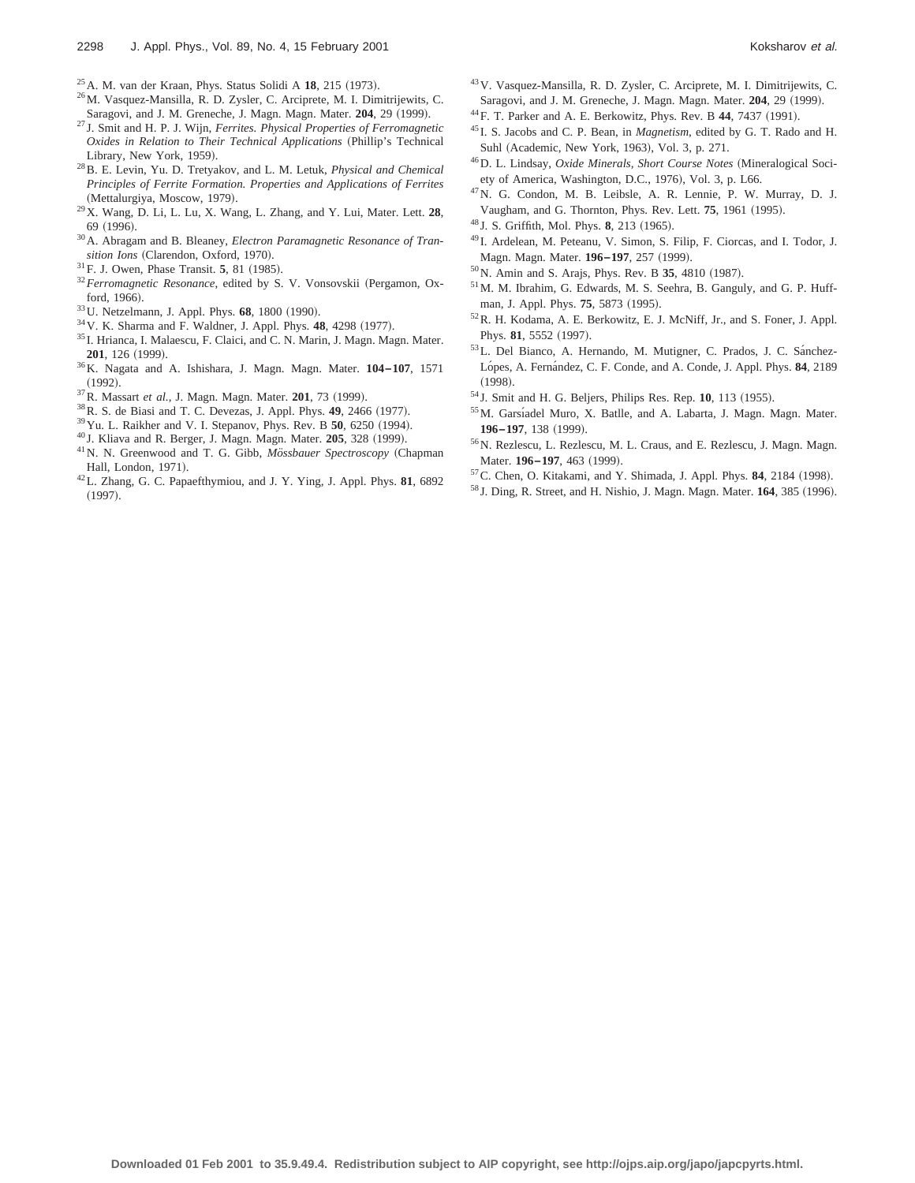[25] A. M. van der Kraan, Phys. Status Solidi A **18**, 215 (1973).

[26] M. Vasquez-Mansilla, R. D. Zysler, C. Arciprete, M. I. Dimitrijewits, C. Saragovi, and J. M. Greneche, J. Magn. Magn. Mater. **204**, 29 (1999).

[27] J. Smit and H. P. J. Wijn, *Ferrites. Physical Properties of Ferromagnetic Oxides in Relation to Their Technical Applications* (Phillip's Technical Library, New York, 1959).

[28] B. E. Levin, Yu. D. Tretyakov, and L. M. Letuk, *Physical and Chemical Principles of Ferrite Formation. Properties and Applications of Ferrites* (Mettalurgiya, Moscow, 1979).

[29] X. Wang, D. Li, L. Lu, X. Wang, L. Zhang, and Y. Lui, Mater. Lett. **28**, 69 (1996).

[30] A. Abragam and B. Bleaney, *Electron Paramagnetic Resonance of Transition Ions* (Clarendon, Oxford, 1970).

[31] F. J. Owen, Phase Transit. **5**, 81 (1985).

[32] *Ferromagnetic Resonance*, edited by S. V. Vonsovskii (Pergamon, Oxford, 1966).

[33] U. Netzelmann, J. Appl. Phys. **68**, 1800 (1990).

[34] V. K. Sharma and F. Waldner, J. Appl. Phys. **48**, 4298 (1977).

[35] I. Hrianca, I. Malaescu, F. Claici, and C. N. Marin, J. Magn. Magn. Mater. **201**, 126 (1999).

[36] K. Nagata and A. Ishishara, J. Magn. Magn. Mater. **104–107**, 1571 (1992).

[37] R. Massart *et al.*, J. Magn. Magn. Mater. **201**, 73 (1999).

[38] R. S. de Biasi and T. C. Devezas, J. Appl. Phys. **49**, 2466 (1977).

[39] Yu. L. Raikher and V. I. Stepanov, Phys. Rev. B **50**, 6250 (1994).

[40] J. Kliava and R. Berger, J. Magn. Magn. Mater. **205**, 328 (1999).

[41] N. N. Greenwood and T. G. Gibb, *Mössbauer Spectroscopy* (Chapman Hall, London, 1971).

[42] L. Zhang, G. C. Papaefthymiou, and J. Y. Ying, J. Appl. Phys. **81**, 6892 (1997).

[43] V. Vasquez-Mansilla, R. D. Zysler, C. Arciprete, M. I. Dimitrijewits, C. Saragovi, and J. M. Greneche, J. Magn. Magn. Mater. **204**, 29 (1999).

[44] F. T. Parker and A. E. Berkowitz, Phys. Rev. B **44**, 7437 (1991).

[45] I. S. Jacobs and C. P. Bean, in *Magnetism*, edited by G. T. Rado and H. Suhl (Academic, New York, 1963), Vol. 3, p. 271.

[46] D. L. Lindsay, *Oxide Minerals, Short Course Notes* (Mineralogical Society of America, Washington, D.C., 1976), Vol. 3, p. L66.

[47] N. G. Condon, M. B. Leibsle, A. R. Lennie, P. W. Murray, D. J. Vaugham, and G. Thornton, Phys. Rev. Lett. **75**, 1961 (1995).

[48] J. S. Griffith, Mol. Phys. **8**, 213 (1965).

[49] I. Ardelean, M. Peteanu, V. Simon, S. Filip, F. Ciorcas, and I. Todor, J. Magn. Magn. Mater. **196–197**, 257 (1999).

[50] N. Amin and S. Arajs, Phys. Rev. B **35**, 4810 (1987).

[51] M. M. Ibrahim, G. Edwards, M. S. Seehra, B. Ganguly, and G. P. Huffman, J. Appl. Phys. **75**, 5873 (1995).

[52] R. H. Kodama, A. E. Berkowitz, E. J. McNiff, Jr., and S. Foner, J. Appl. Phys. **81**, 5552 (1997).

[53] L. Del Bianco, A. Hernando, M. Mutigner, C. Prados, J. C. Sánchez-Lópes, A. Fernández, C. F. Conde, and A. Conde, J. Appl. Phys. **84**, 2189 (1998).

[54] J. Smit and H. G. Beljers, Philips Res. Rep. **10**, 113 (1955).

[55] M. Garsíadel Muro, X. Batlle, and A. Labarta, J. Magn. Magn. Mater. **196–197**, 138 (1999).

[56] N. Rezlescu, L. Rezlescu, M. L. Craus, and E. Rezlescu, J. Magn. Magn. Mater. **196–197**, 463 (1999).

[57] C. Chen, O. Kitakami, and Y. Shimada, J. Appl. Phys. **84**, 2184 (1998).

[58] J. Ding, R. Street, and H. Nishio, J. Magn. Magn. Mater. **164**, 385 (1996).